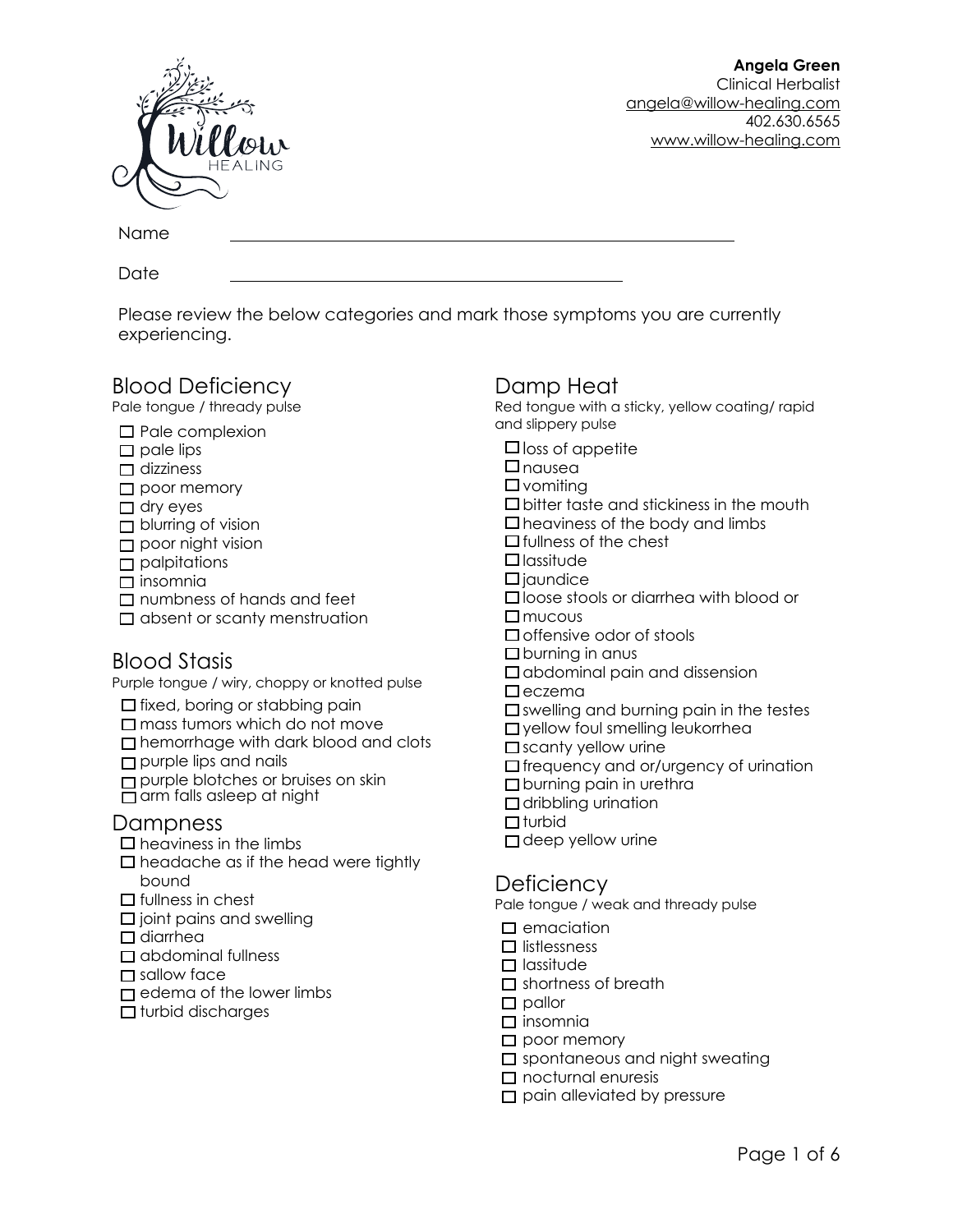**Angela Green**
Clinical Herbalist
angela@willow-healing.com
402.630.6565
www.willow-healing.com

Name ______________________________

Date ______________________________

Please review the below categories and mark those symptoms you are currently experiencing.

## Blood Deficiency

Pale tongue / thready pulse

- ☐ Pale complexion
- ☐ pale lips
- ☐ dizziness
- ☐ poor memory
- ☐ dry eyes
- ☐ blurring of vision
- ☐ poor night vision
- ☐ palpitations
- ☐ insomnia
- ☐ numbness of hands and feet
- ☐ absent or scanty menstruation

## Blood Stasis

Purple tongue / wiry, choppy or knotted pulse

- ☐ fixed, boring or stabbing pain
- ☐ mass tumors which do not move
- ☐ hemorrhage with dark blood and clots
- ☐ purple lips and nails
- ☐ purple blotches or bruises on skin
- ☐ arm falls asleep at night

## Dampness

- ☐ heaviness in the limbs
- ☐ headache as if the head were tightly bound
- ☐ fullness in chest
- ☐ joint pains and swelling
- ☐ diarrhea
- ☐ abdominal fullness
- ☐ sallow face
- ☐ edema of the lower limbs
- ☐ turbid discharges

## Damp Heat

Red tongue with a sticky, yellow coating/ rapid and slippery pulse

- ☐ loss of appetite
- ☐ nausea
- ☐ vomiting
- ☐ bitter taste and stickiness in the mouth
- ☐ heaviness of the body and limbs
- ☐ fullness of the chest
- ☐ lassitude
- ☐ jaundice
- ☐ loose stools or diarrhea with blood or
- ☐ mucous
- ☐ offensive odor of stools
- ☐ burning in anus
- ☐ abdominal pain and dissension
- ☐ eczema
- ☐ swelling and burning pain in the testes
- ☐ yellow foul smelling leukorrhea
- ☐ scanty yellow urine
- ☐ frequency and or/urgency of urination
- ☐ burning pain in urethra
- ☐ dribbling urination
- ☐ turbid
- ☐ deep yellow urine

## Deficiency

Pale tongue / weak and thready pulse

- ☐ emaciation
- ☐ listlessness
- ☐ lassitude
- ☐ shortness of breath
- ☐ pallor
- ☐ insomnia
- ☐ poor memory
- ☐ spontaneous and night sweating
- ☐ nocturnal enuresis
- ☐ pain alleviated by pressure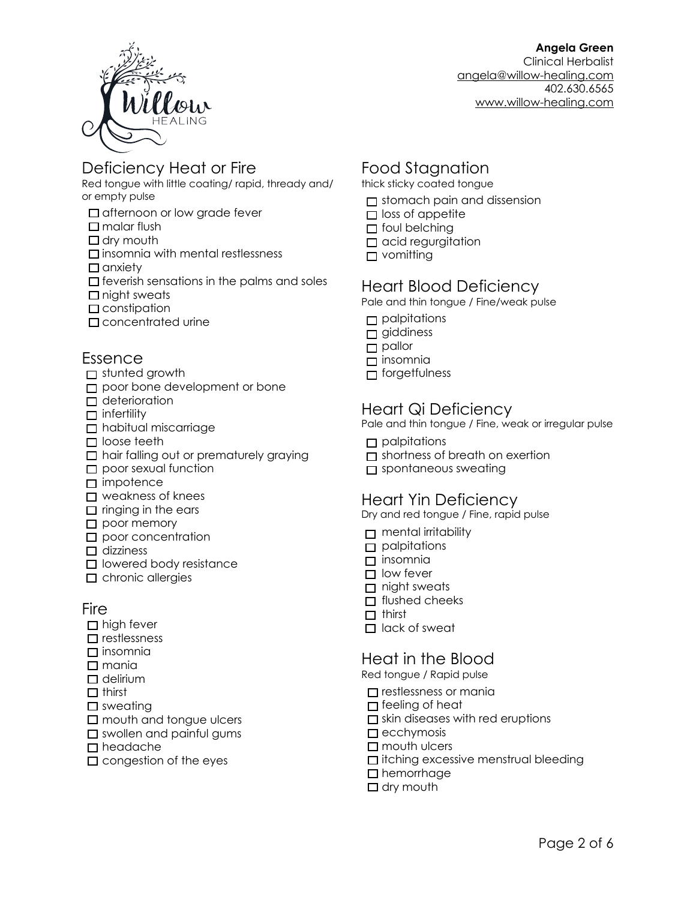**Angela Green**
Clinical Herbalist
angela@willow-healing.com
402.630.6565
www.willow-healing.com

## Deficiency Heat or Fire

Red tongue with little coating/ rapid, thready and/ or empty pulse

- ☐ afternoon or low grade fever
- ☐ malar flush
- ☐ dry mouth
- ☐ insomnia with mental restlessness
- ☐ anxiety
- ☐ feverish sensations in the palms and soles
- ☐ night sweats
- ☐ constipation
- ☐ concentrated urine

## Essence

- ☐ stunted growth
- ☐ poor bone development or bone
- ☐ deterioration
- ☐ infertility
- ☐ habitual miscarriage
- ☐ loose teeth
- ☐ hair falling out or prematurely graying
- ☐ poor sexual function
- ☐ impotence
- ☐ weakness of knees
- ☐ ringing in the ears
- ☐ poor memory
- ☐ poor concentration
- ☐ dizziness
- ☐ lowered body resistance
- ☐ chronic allergies

## Fire

- ☐ high fever
- ☐ restlessness
- ☐ insomnia
- ☐ mania
- ☐ delirium
- ☐ thirst
- ☐ sweating
- ☐ mouth and tongue ulcers
- ☐ swollen and painful gums
- ☐ headache
- ☐ congestion of the eyes

## Food Stagnation

thick sticky coated tongue

- ☐ stomach pain and dissension
- ☐ loss of appetite
- ☐ foul belching
- ☐ acid regurgitation
- ☐ vomitting

## Heart Blood Deficiency

Pale and thin tongue / Fine/weak pulse

- ☐ palpitations
- ☐ giddiness
- ☐ pallor
- ☐ insomnia
- ☐ forgetfulness

## Heart Qi Deficiency

Pale and thin tongue / Fine, weak or irregular pulse

- ☐ palpitations
- ☐ shortness of breath on exertion
- ☐ spontaneous sweating

## Heart Yin Deficiency

Dry and red tongue / Fine, rapid pulse

- ☐ mental irritability
- ☐ palpitations
- ☐ insomnia
- ☐ low fever
- ☐ night sweats
- ☐ flushed cheeks
- ☐ thirst
- ☐ lack of sweat

## Heat in the Blood

Red tongue / Rapid pulse

- ☐ restlessness or mania
- ☐ feeling of heat
- ☐ skin diseases with red eruptions
- ☐ ecchymosis
- ☐ mouth ulcers
- ☐ itching excessive menstrual bleeding
- ☐ hemorrhage
- ☐ dry mouth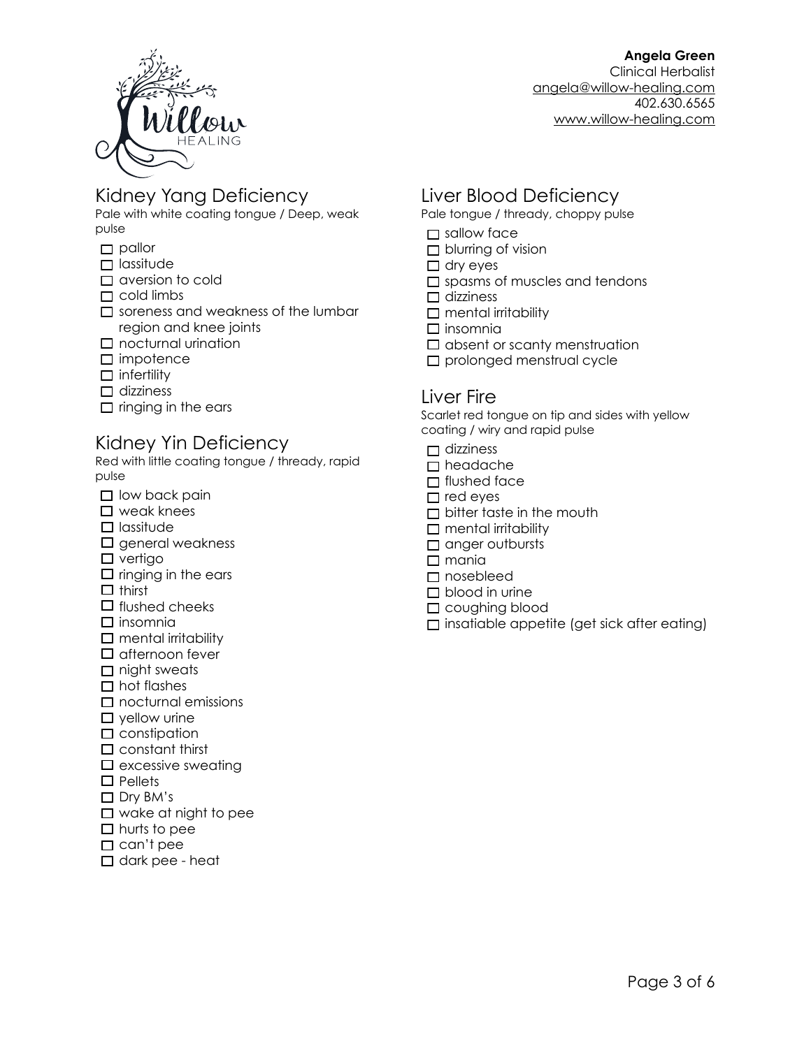**Angela Green**
Clinical Herbalist
angela@willow-healing.com
402.630.6565
www.willow-healing.com

## Kidney Yang Deficiency

Pale with white coating tongue / Deep, weak pulse

- [ ] pallor
- [ ] lassitude
- [ ] aversion to cold
- [ ] cold limbs
- [ ] soreness and weakness of the lumbar region and knee joints
- [ ] nocturnal urination
- [ ] impotence
- [ ] infertility
- [ ] dizziness
- [ ] ringing in the ears

## Kidney Yin Deficiency

Red with little coating tongue / thready, rapid pulse

- [ ] low back pain
- [ ] weak knees
- [ ] lassitude
- [ ] general weakness
- [ ] vertigo
- [ ] ringing in the ears
- [ ] thirst
- [ ] flushed cheeks
- [ ] insomnia
- [ ] mental irritability
- [ ] afternoon fever
- [ ] night sweats
- [ ] hot flashes
- [ ] nocturnal emissions
- [ ] yellow urine
- [ ] constipation
- [ ] constant thirst
- [ ] excessive sweating
- [ ] Pellets
- [ ] Dry BM's
- [ ] wake at night to pee
- [ ] hurts to pee
- [ ] can't pee
- [ ] dark pee - heat

## Liver Blood Deficiency

Pale tongue / thready, choppy pulse

- [ ] sallow face
- [ ] blurring of vision
- [ ] dry eyes
- [ ] spasms of muscles and tendons
- [ ] dizziness
- [ ] mental irritability
- [ ] insomnia
- [ ] absent or scanty menstruation
- [ ] prolonged menstrual cycle

## Liver Fire

Scarlet red tongue on tip and sides with yellow coating / wiry and rapid pulse

- [ ] dizziness
- [ ] headache
- [ ] flushed face
- [ ] red eyes
- [ ] bitter taste in the mouth
- [ ] mental irritability
- [ ] anger outbursts
- [ ] mania
- [ ] nosebleed
- [ ] blood in urine
- [ ] coughing blood
- [ ] insatiable appetite (get sick after eating)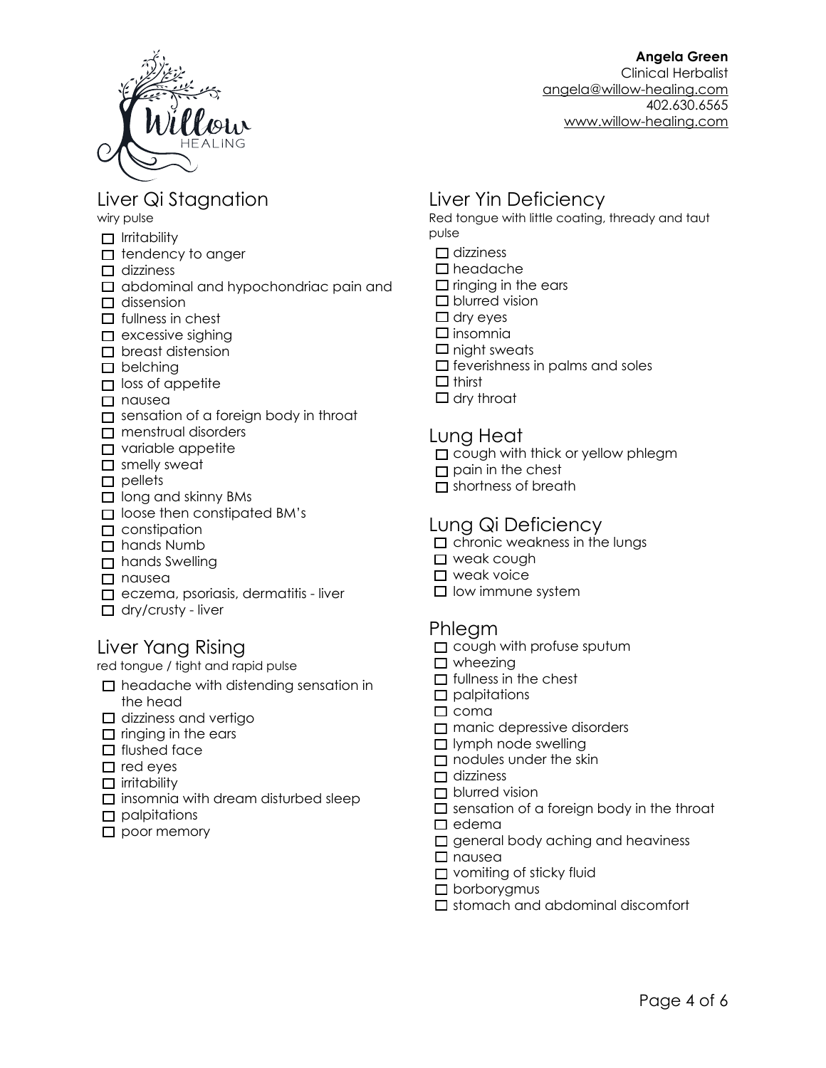**Angela Green**
Clinical Herbalist
angela@willow-healing.com
402.630.6565
www.willow-healing.com

## Liver Qi Stagnation

wiry pulse

- [ ] Irritability
- [ ] tendency to anger
- [ ] dizziness
- [ ] abdominal and hypochondriac pain and
- [ ] dissension
- [ ] fullness in chest
- [ ] excessive sighing
- [ ] breast distension
- [ ] belching
- [ ] loss of appetite
- [ ] nausea
- [ ] sensation of a foreign body in throat
- [ ] menstrual disorders
- [ ] variable appetite
- [ ] smelly sweat
- [ ] pellets
- [ ] long and skinny BMs
- [ ] loose then constipated BM's
- [ ] constipation
- [ ] hands Numb
- [ ] hands Swelling
- [ ] nausea
- [ ] eczema, psoriasis, dermatitis - liver
- [ ] dry/crusty - liver

## Liver Yang Rising

red tongue / tight and rapid pulse

- [ ] headache with distending sensation in the head
- [ ] dizziness and vertigo
- [ ] ringing in the ears
- [ ] flushed face
- [ ] red eyes
- [ ] irritability
- [ ] insomnia with dream disturbed sleep
- [ ] palpitations
- [ ] poor memory

## Liver Yin Deficiency

Red tongue with little coating, thready and taut pulse

- [ ] dizziness
- [ ] headache
- [ ] ringing in the ears
- [ ] blurred vision
- [ ] dry eyes
- [ ] insomnia
- [ ] night sweats
- [ ] feverishness in palms and soles
- [ ] thirst
- [ ] dry throat

## Lung Heat

- [ ] cough with thick or yellow phlegm
- [ ] pain in the chest
- [ ] shortness of breath

## Lung Qi Deficiency

- [ ] chronic weakness in the lungs
- [ ] weak cough
- [ ] weak voice
- [ ] low immune system

## Phlegm

- [ ] cough with profuse sputum
- [ ] wheezing
- [ ] fullness in the chest
- [ ] palpitations
- [ ] coma
- [ ] manic depressive disorders
- [ ] lymph node swelling
- [ ] nodules under the skin
- [ ] dizziness
- [ ] blurred vision
- [ ] sensation of a foreign body in the throat
- [ ] edema
- [ ] general body aching and heaviness
- [ ] nausea
- [ ] vomiting of sticky fluid
- [ ] borborygmus
- [ ] stomach and abdominal discomfort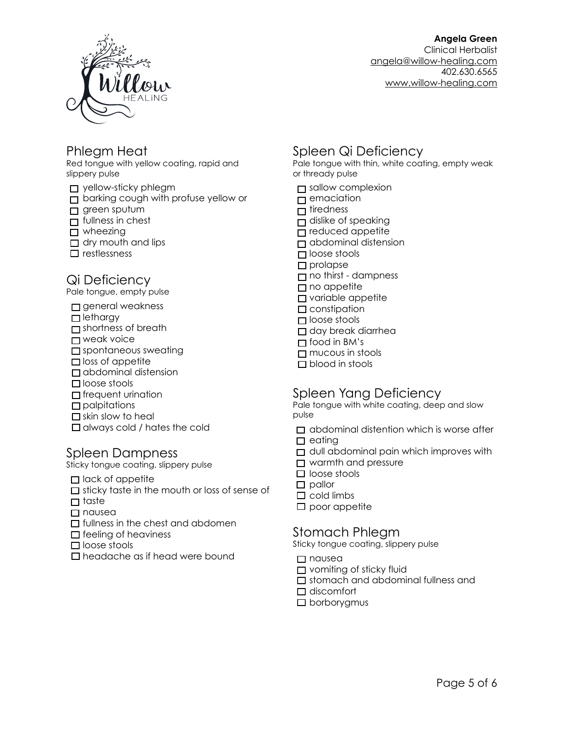**Angela Green**
Clinical Herbalist
angela@willow-healing.com
402.630.6565
www.willow-healing.com

## Phlegm Heat

Red tongue with yellow coating, rapid and slippery pulse

- ☐ yellow-sticky phlegm
- ☐ barking cough with profuse yellow or
- ☐ green sputum
- ☐ fullness in chest
- ☐ wheezing
- ☐ dry mouth and lips
- ☐ restlessness

## Qi Deficiency

Pale tongue, empty pulse

- ☐ general weakness
- ☐ lethargy
- ☐ shortness of breath
- ☐ weak voice
- ☐ spontaneous sweating
- ☐ loss of appetite
- ☐ abdominal distension
- ☐ loose stools
- ☐ frequent urination
- ☐ palpitations
- ☐ skin slow to heal
- ☐ always cold / hates the cold

## Spleen Dampness

Sticky tongue coating, slippery pulse

- ☐ lack of appetite
- ☐ sticky taste in the mouth or loss of sense of
- ☐ taste
- ☐ nausea
- ☐ fullness in the chest and abdomen
- ☐ feeling of heaviness
- ☐ loose stools
- ☐ headache as if head were bound

## Spleen Qi Deficiency

Pale tongue with thin, white coating, empty weak or thready pulse

- ☐ sallow complexion
- ☐ emaciation
- ☐ tiredness
- ☐ dislike of speaking
- ☐ reduced appetite
- ☐ abdominal distension
- ☐ loose stools
- ☐ prolapse
- ☐ no thirst - dampness
- ☐ no appetite
- ☐ variable appetite
- ☐ constipation
- ☐ loose stools
- ☐ day break diarrhea
- ☐ food in BM's
- ☐ mucous in stools
- ☐ blood in stools

## Spleen Yang Deficiency

Pale tongue with white coating, deep and slow pulse

- ☐ abdominal distention which is worse after
- ☐ eating
- ☐ dull abdominal pain which improves with
- ☐ warmth and pressure
- ☐ loose stools
- ☐ pallor
- ☐ cold limbs
- ☐ poor appetite

## Stomach Phlegm

Sticky tongue coating, slippery pulse

- ☐ nausea
- ☐ vomiting of sticky fluid
- ☐ stomach and abdominal fullness and
- ☐ discomfort
- ☐ borborygmus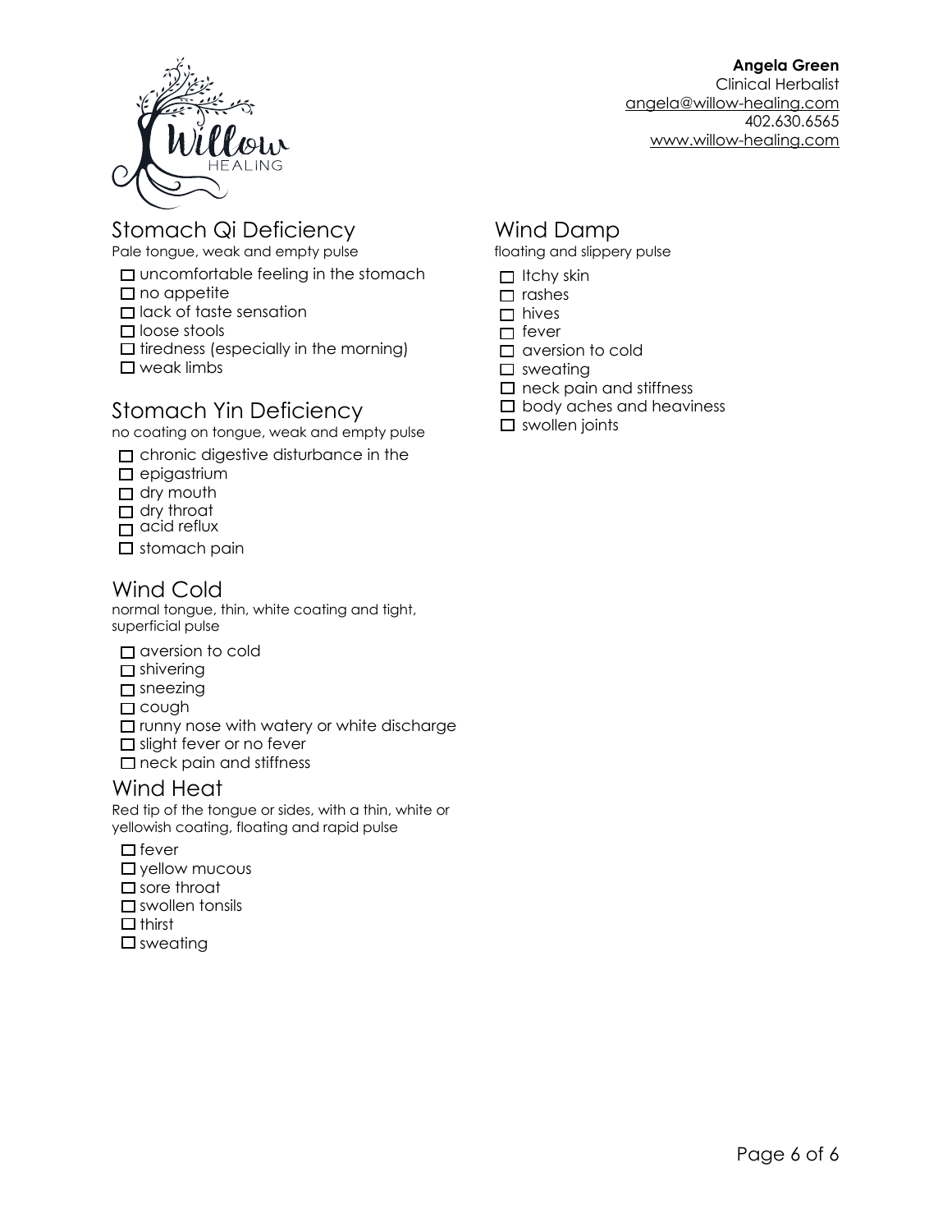**Angela Green**
Clinical Herbalist
angela@willow-healing.com
402.630.6565
www.willow-healing.com

## Stomach Qi Deficiency

Pale tongue, weak and empty pulse

- ☐ uncomfortable feeling in the stomach
- ☐ no appetite
- ☐ lack of taste sensation
- ☐ loose stools
- ☐ tiredness (especially in the morning)
- ☐ weak limbs

## Stomach Yin Deficiency

no coating on tongue, weak and empty pulse

- ☐ chronic digestive disturbance in the
- ☐ epigastrium
- ☐ dry mouth
- ☐ dry throat
- ☐ acid reflux
- ☐ stomach pain

## Wind Cold

normal tongue, thin, white coating and tight, superficial pulse

- ☐ aversion to cold
- ☐ shivering
- ☐ sneezing
- ☐ cough
- ☐ runny nose with watery or white discharge
- ☐ slight fever or no fever
- ☐ neck pain and stiffness

## Wind Heat

Red tip of the tongue or sides, with a thin, white or yellowish coating, floating and rapid pulse

- ☐ fever
- ☐ yellow mucous
- ☐ sore throat
- ☐ swollen tonsils
- ☐ thirst
- ☐ sweating

## Wind Damp

floating and slippery pulse

- ☐ Itchy skin
- ☐ rashes
- ☐ hives
- ☐ fever
- ☐ aversion to cold
- ☐ sweating
- ☐ neck pain and stiffness
- ☐ body aches and heaviness
- ☐ swollen joints